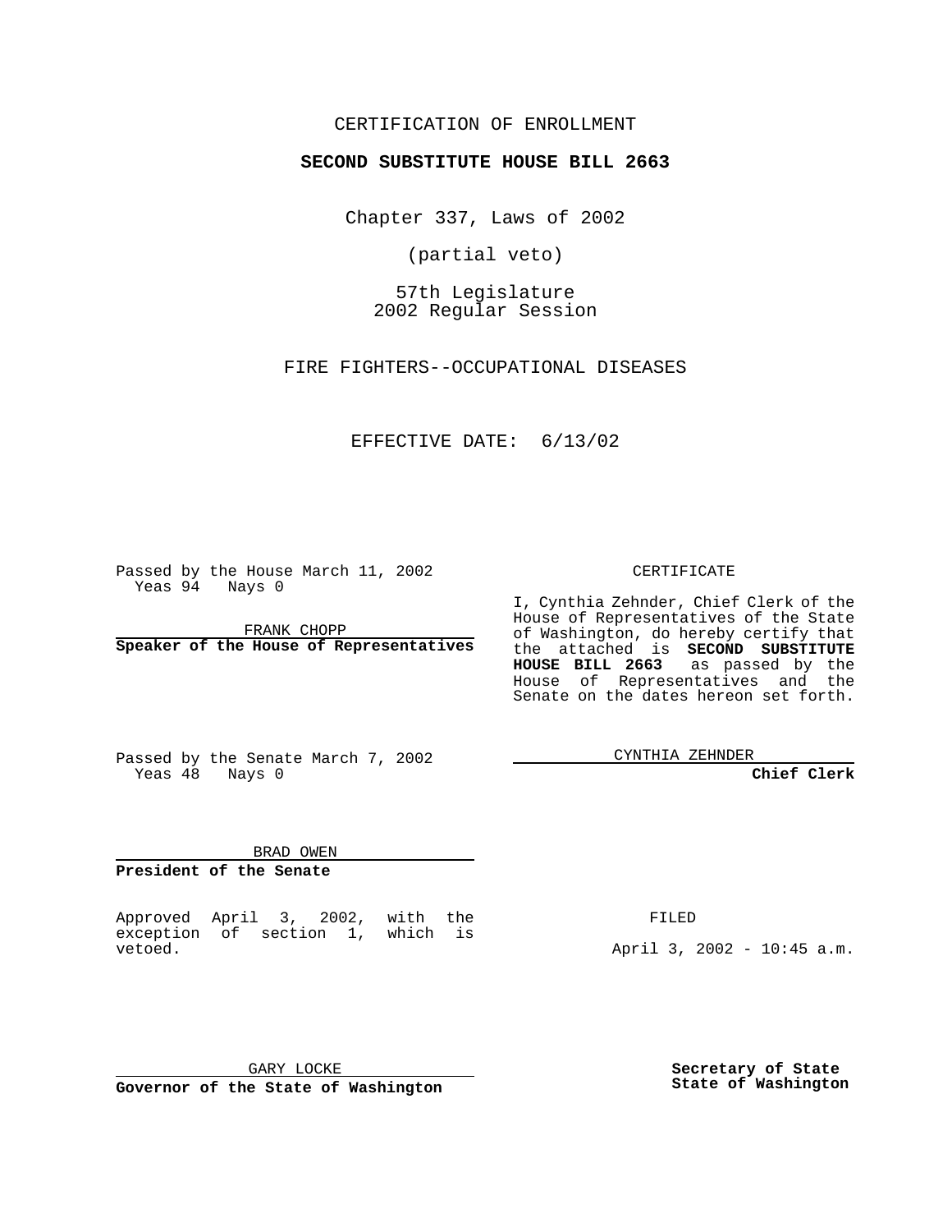CERTIFICATION OF ENROLLMENT

**SECOND SUBSTITUTE HOUSE BILL 2663**

Chapter 337, Laws of 2002

(partial veto)

57th Legislature
2002 Regular Session

FIRE FIGHTERS--OCCUPATIONAL DISEASES

EFFECTIVE DATE: 6/13/02

Passed by the House March 11, 2002
Yeas 94 Nays 0

FRANK CHOPP

**Speaker of the House of Representatives**

Passed by the Senate March 7, 2002
Yeas 48 Nays 0

BRAD OWEN

**President of the Senate**

CERTIFICATE

I, Cynthia Zehnder, Chief Clerk of the House of Representatives of the State of Washington, do hereby certify that the attached is **SECOND SUBSTITUTE HOUSE BILL 2663** as passed by the House of Representatives and the Senate on the dates hereon set forth.

CYNTHIA ZEHNDER

**Chief Clerk**

Approved April 3, 2002, with the exception of section 1, which is vetoed.

GARY LOCKE

**Governor of the State of Washington**

FILED

April 3, 2002 - 10:45 a.m.

**Secretary of State**
**State of Washington**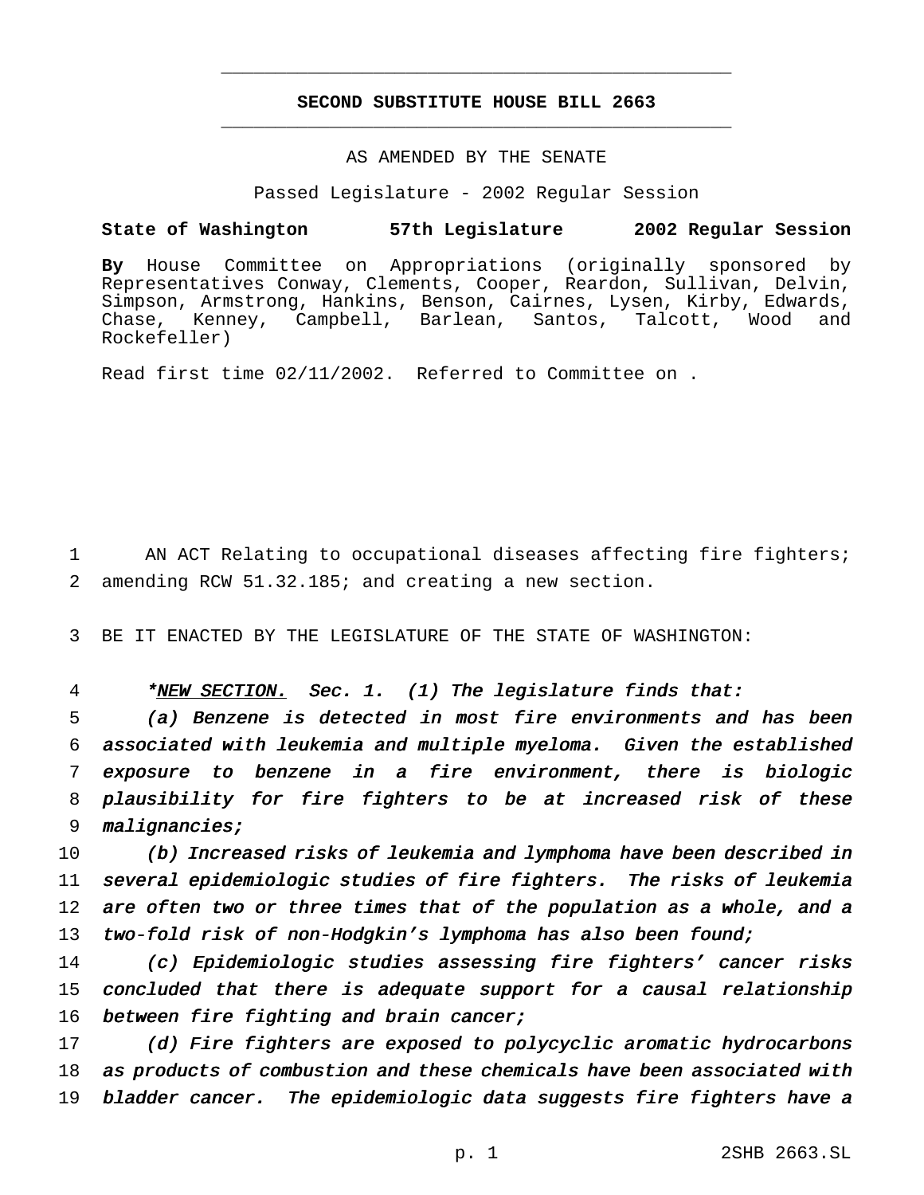# SECOND SUBSTITUTE HOUSE BILL 2663

AS AMENDED BY THE SENATE

Passed Legislature - 2002 Regular Session

**State of Washington 57th Legislature 2002 Regular Session**

**By** House Committee on Appropriations (originally sponsored by Representatives Conway, Clements, Cooper, Reardon, Sullivan, Delvin, Simpson, Armstrong, Hankins, Benson, Cairnes, Lysen, Kirby, Edwards, Chase, Kenney, Campbell, Barlean, Santos, Talcott, Wood and Rockefeller)

Read first time 02/11/2002. Referred to Committee on .

1 AN ACT Relating to occupational diseases affecting fire fighters;
2 amending RCW 51.32.185; and creating a new section.

3 BE IT ENACTED BY THE LEGISLATURE OF THE STATE OF WASHINGTON:

4 *\*<u>NEW SECTION.</u> Sec. 1. (1) The legislature finds that:*
5 *(a) Benzene is detected in most fire environments and has been*
6 *associated with leukemia and multiple myeloma. Given the established*
7 *exposure to benzene in a fire environment, there is biologic*
8 *plausibility for fire fighters to be at increased risk of these*
9 *malignancies;*
10 *(b) Increased risks of leukemia and lymphoma have been described in*
11 *several epidemiologic studies of fire fighters. The risks of leukemia*
12 *are often two or three times that of the population as a whole, and a*
13 *two-fold risk of non-Hodgkin's lymphoma has also been found;*
14 *(c) Epidemiologic studies assessing fire fighters' cancer risks*
15 *concluded that there is adequate support for a causal relationship*
16 *between fire fighting and brain cancer;*
17 *(d) Fire fighters are exposed to polycyclic aromatic hydrocarbons*
18 *as products of combustion and these chemicals have been associated with*
19 *bladder cancer. The epidemiologic data suggests fire fighters have a*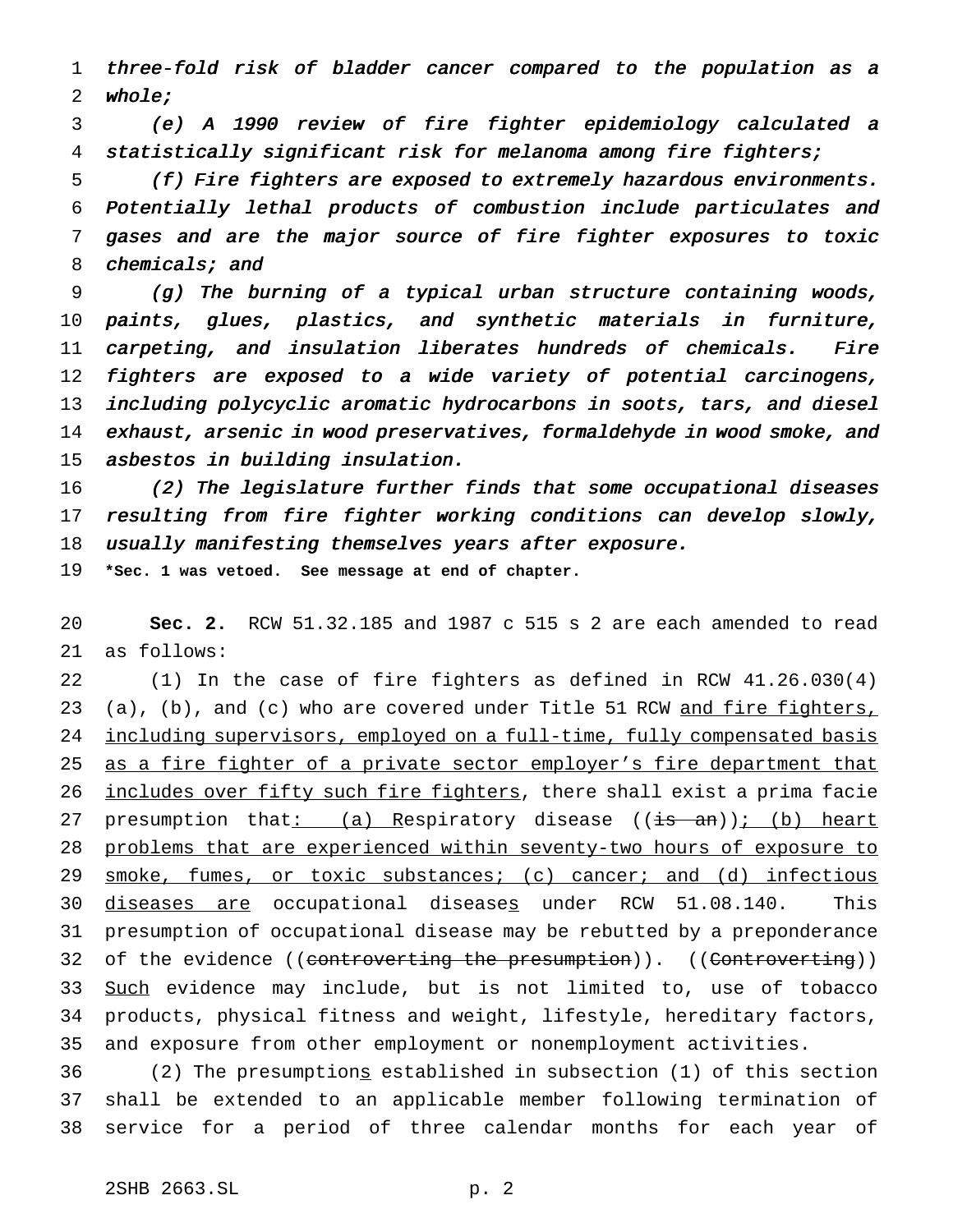*three-fold risk of bladder cancer compared to the population as a whole;*

*(e) A 1990 review of fire fighter epidemiology calculated a statistically significant risk for melanoma among fire fighters;*

*(f) Fire fighters are exposed to extremely hazardous environments. Potentially lethal products of combustion include particulates and gases and are the major source of fire fighter exposures to toxic chemicals; and*

*(g) The burning of a typical urban structure containing woods, paints, glues, plastics, and synthetic materials in furniture, carpeting, and insulation liberates hundreds of chemicals. Fire fighters are exposed to a wide variety of potential carcinogens, including polycyclic aromatic hydrocarbons in soots, tars, and diesel exhaust, arsenic in wood preservatives, formaldehyde in wood smoke, and asbestos in building insulation.*

*(2) The legislature further finds that some occupational diseases resulting from fire fighter working conditions can develop slowly, usually manifesting themselves years after exposure.*

**\*Sec. 1 was vetoed. See message at end of chapter.**

**Sec. 2.** RCW 51.32.185 and 1987 c 515 s 2 are each amended to read as follows:

(1) In the case of fire fighters as defined in RCW 41.26.030(4) (a), (b), and (c) who are covered under Title 51 RCW <u>and fire fighters, including supervisors, employed on a full-time, fully compensated basis as a fire fighter of a private sector employer's fire department that includes over fifty such fire fighters</u>, there shall exist a prima facie presumption that<u>: (a) R</u>espiratory disease ((~~is an~~))<u>; (b) heart problems that are experienced within seventy-two hours of exposure to smoke, fumes, or toxic substances; (c) cancer; and (d) infectious diseases are</u> occupational disease<u>s</u> under RCW 51.08.140. This presumption of occupational disease may be rebutted by a preponderance of the evidence ((~~controverting the presumption~~)). ((~~Controverting~~)) <u>Such</u> evidence may include, but is not limited to, use of tobacco products, physical fitness and weight, lifestyle, hereditary factors, and exposure from other employment or nonemployment activities.

(2) The presumption<u>s</u> established in subsection (1) of this section shall be extended to an applicable member following termination of service for a period of three calendar months for each year of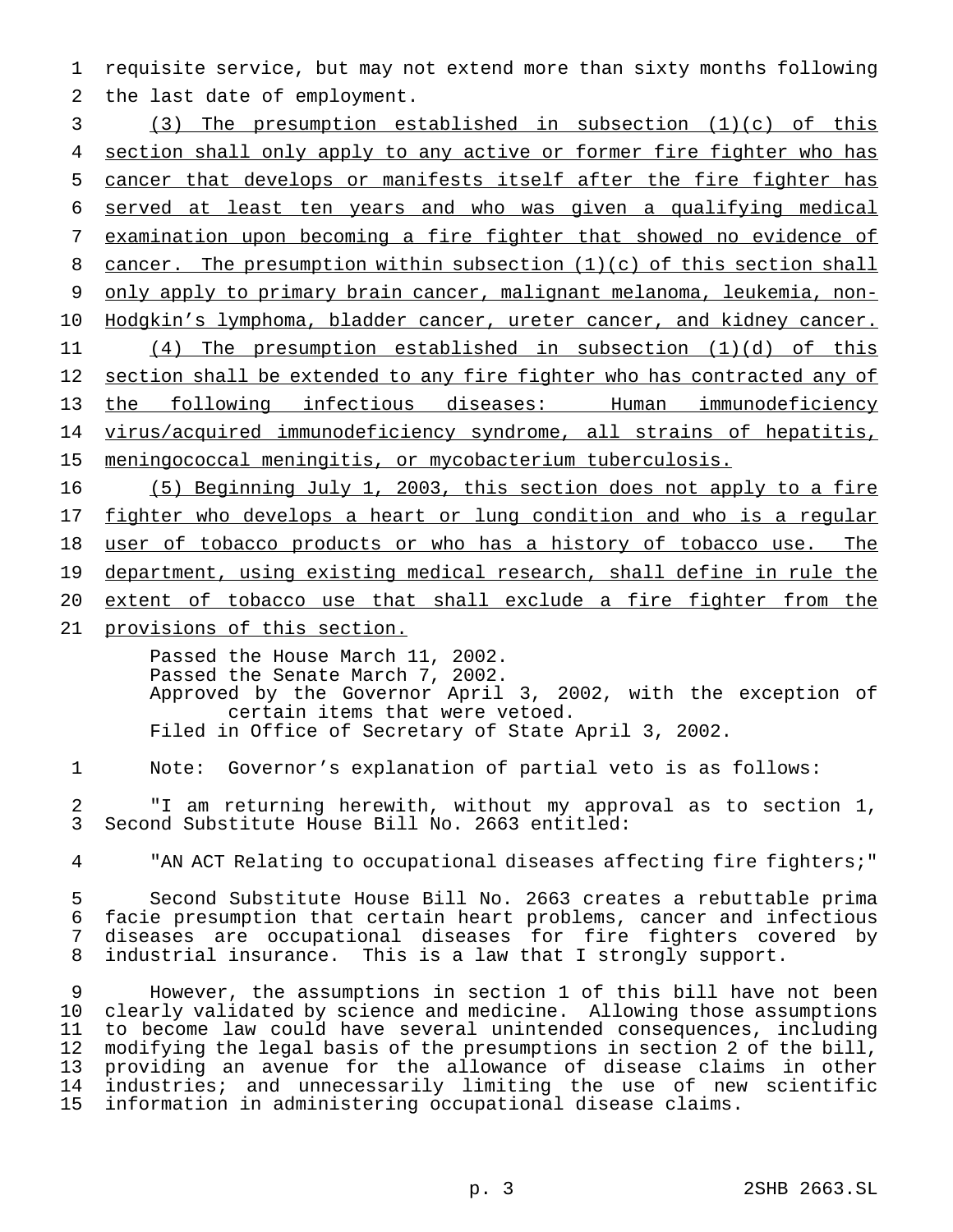requisite service, but may not extend more than sixty months following the last date of employment.

<u>(3) The presumption established in subsection (1)(c) of this section shall only apply to any active or former fire fighter who has cancer that develops or manifests itself after the fire fighter has served at least ten years and who was given a qualifying medical examination upon becoming a fire fighter that showed no evidence of cancer. The presumption within subsection (1)(c) of this section shall only apply to primary brain cancer, malignant melanoma, leukemia, non-Hodgkin's lymphoma, bladder cancer, ureter cancer, and kidney cancer.</u>

<u>(4) The presumption established in subsection (1)(d) of this section shall be extended to any fire fighter who has contracted any of the following infectious diseases: Human immunodeficiency virus/acquired immunodeficiency syndrome, all strains of hepatitis, meningococcal meningitis, or mycobacterium tuberculosis.</u>

<u>(5) Beginning July 1, 2003, this section does not apply to a fire fighter who develops a heart or lung condition and who is a regular user of tobacco products or who has a history of tobacco use. The department, using existing medical research, shall define in rule the extent of tobacco use that shall exclude a fire fighter from the provisions of this section.</u>

Passed the House March 11, 2002.
Passed the Senate March 7, 2002.
Approved by the Governor April 3, 2002, with the exception of certain items that were vetoed.
Filed in Office of Secretary of State April 3, 2002.

Note: Governor's explanation of partial veto is as follows:

"I am returning herewith, without my approval as to section 1, Second Substitute House Bill No. 2663 entitled:

"AN ACT Relating to occupational diseases affecting fire fighters;"

Second Substitute House Bill No. 2663 creates a rebuttable prima facie presumption that certain heart problems, cancer and infectious diseases are occupational diseases for fire fighters covered by industrial insurance. This is a law that I strongly support.

However, the assumptions in section 1 of this bill have not been clearly validated by science and medicine. Allowing those assumptions to become law could have several unintended consequences, including modifying the legal basis of the presumptions in section 2 of the bill, providing an avenue for the allowance of disease claims in other industries; and unnecessarily limiting the use of new scientific information in administering occupational disease claims.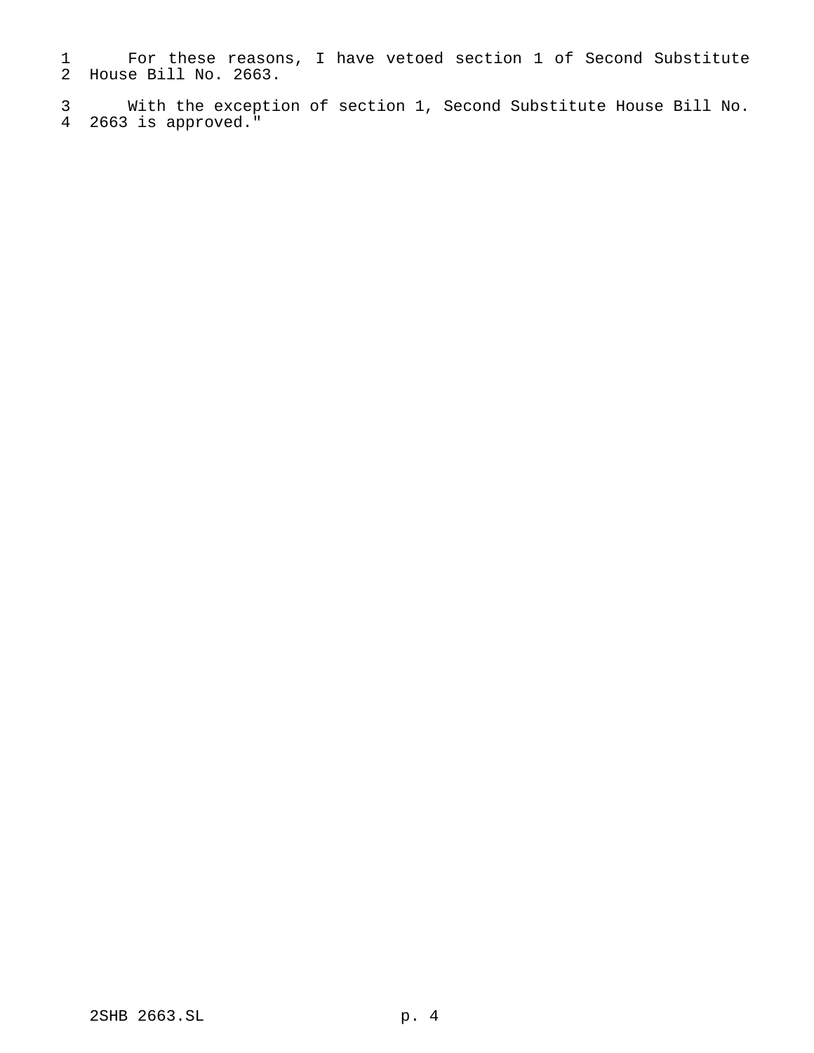For these reasons, I have vetoed section 1 of Second Substitute House Bill No. 2663.

With the exception of section 1, Second Substitute House Bill No. 2663 is approved."